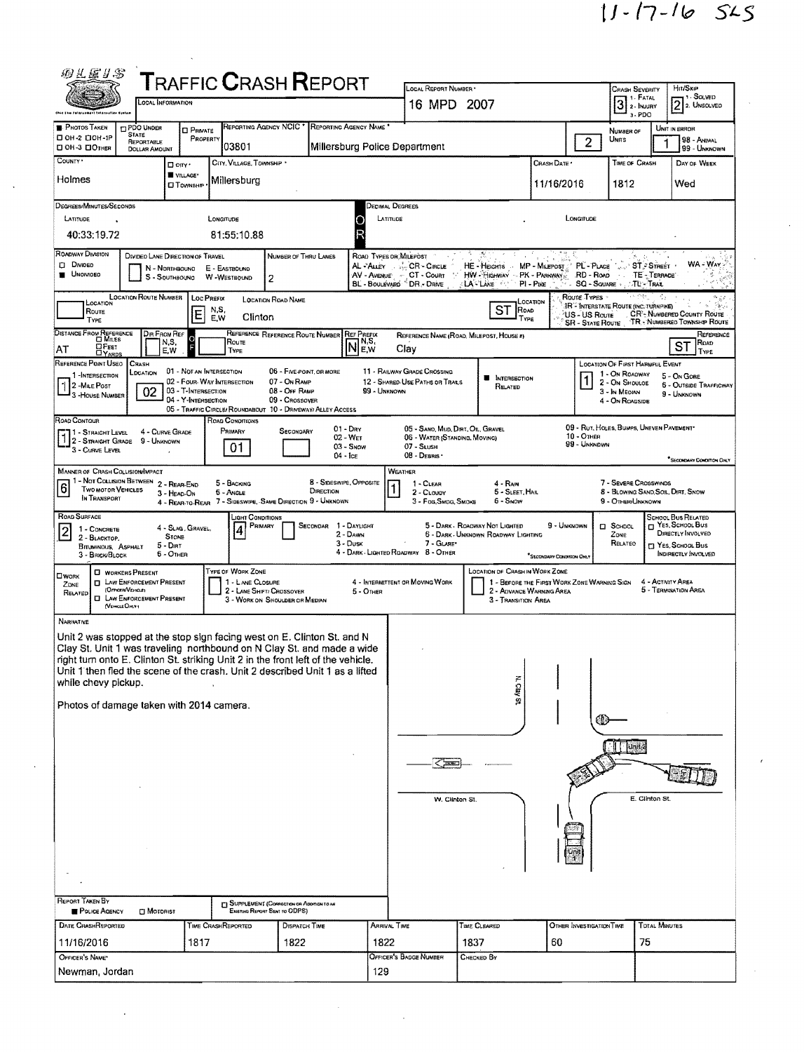11-17-16 SLS

# TRAFFIC CRASH REPORT

| Field | Value |
|---|---|
| Local Information | |
| Local Report Number | 16 MPD 2007 |
| Crash Severity (1 - Fatal, 2 - Injury, 3 - PDO) | 3 |
| Hit/Skip (1 - Solved, 2 - Unsolved) | 2 |
| Photos Taken | OH-2 / OH-1P / OH-3 / Other |
| PDO Under State Reportable Dollar Amount | |
| Private Property | |
| Reporting Agency NCIC | 03801 |
| Reporting Agency Name | Millersburg Police Department |
| Number of Units | 2 |
| Unit in Error (98 - Animal, 99 - Unknown) | 1 |
| County | Holmes |
| City, Village, Township | Village: Millersburg |
| Crash Date | 11/16/2016 |
| Time of Crash | 1812 |
| Day of Week | Wed |

**Degrees/Minutes/Seconds**

| Latitude | Longitude |
|---|---|
| 40:33:19.72 | 81:55:10.88 |

**Decimal Degrees**

| Latitude | Longitude |
|---|---|
| | |

## Roadway

| Field | Value |
|---|---|
| Roadway Division | Undivided |
| Divided Lane Direction of Travel (N - Northbound, S - Southbound, E - Eastbound, W - Westbound) | |
| Number of Thru Lanes | 2 |

Road Types or Milepost: AL - Alley, AV - Avenue, BL - Boulevard, CR - Circle, CT - Court, DR - Drive, HE - Heights, HW - Highway, LA - Lane, MP - Milepost, PK - Parkway, PI - Pike, PL - Place, RD - Road, SQ - Square, ST - Street, TE - Terrace, TL - Trail, WA - Way

Route Types: IR - Interstate Route (Inc. Turnpike), US - US Route, SR - State Route, CR - Numbered County Route, TR - Numbered Township Route

| Location Route Type | Location Route Number | Loc Prefix N,S,E,W | Location Road Name | Location Road Type |
|---|---|---|---|---|
| | | E | Clinton | ST |

| Distance From Reference | Dir From Ref N,S,E,W | Reference Route Type | Reference Route Number | Ref Prefix N,S,E,W | Reference Name (Road, Milepost, House #) | Reference Road Type |
|---|---|---|---|---|---|---|
| AT | | | | N | Clay | ST |

| Field | Value |
|---|---|
| Reference Point Used (1 - Intersection, 2 - Mile Post, 3 - House Number) | 1 |
| Crash Location | 02 |
| Intersection Related | ■ |
| Location of First Harmful Event | 1 |
| Road Contour | 1 |
| Road Conditions Primary | 01 |
| Road Conditions Secondary | |

Crash Location: 01 - Not an Intersection, 02 - Four-Way Intersection, 03 - T-Intersection, 04 - Y-Intersection, 05 - Traffic Circle/Roundabout, 06 - Five-Point, or More, 07 - On Ramp, 08 - Off Ramp, 09 - Crossover, 10 - Driveway/Alley Access, 11 - Railway Grade Crossing, 12 - Shared-Use Paths or Trails, 99 - Unknown

Location of First Harmful Event: 1 - On Roadway, 2 - On Shoulder, 3 - In Median, 4 - On Roadside, 5 - On Gore, 6 - Outside Trafficway, 9 - Unknown

Road Contour: 1 - Straight Level, 2 - Straight Grade, 3 - Curve Level, 4 - Curve Grade, 9 - Unknown

Road Conditions: 01 - Dry, 02 - Wet, 03 - Snow, 04 - Ice, 05 - Sand, Mud, Dirt, Oil, Gravel, 06 - Water (Standing, Moving), 07 - Slush, 08 - Debris, 09 - Rut, Holes, Bumps, Uneven Pavement, 10 - Other, 99 - Unknown (*Secondary Condition Only)

| Field | Value |
|---|---|
| Manner of Crash Collision/Impact | 6 |
| Weather | 1 |
| Road Surface | 2 |
| Light Conditions Primary | 4 |
| Light Conditions Secondary | |
| School Zone Related | |
| School Bus Related | |

Manner of Crash Collision/Impact: 1 - Not Collision Between Two Motor Vehicles In Transport, 2 - Rear-End, 3 - Head-On, 4 - Rear-to-Rear, 5 - Backing, 6 - Angle, 7 - Sideswipe, Same Direction, 8 - Sideswipe, Opposite Direction, 9 - Unknown

Weather: 1 - Clear, 2 - Cloudy, 3 - Fog, Smog, Smoke, 4 - Rain, 5 - Sleet, Hail, 6 - Snow, 7 - Severe Crosswinds, 8 - Blowing Sand, Soil, Dirt, Snow, 9 - Other/Unknown

Road Surface: 1 - Concrete, 2 - Blacktop, Bituminous, Asphalt, 3 - Brick/Block, 4 - Slag, Gravel, Stone, 5 - Dirt, 6 - Other

Light Conditions: 1 - Daylight, 2 - Dawn, 3 - Dusk, 4 - Dark - Lighted Roadway, 5 - Dark - Roadway Not Lighted, 6 - Dark - Unknown Roadway Lighting, 7 - Glare*, 8 - Other, 9 - Unknown (*Secondary Condition Only)

School Bus Related: Yes, School Bus Directly Involved; Yes, School Bus Indirectly Involved

Work Zone Related: Workers Present; Law Enforcement Present (Officer/Vehicle); Law Enforcement Present (Vehicle Only)

Type of Work Zone: 1 - Lane Closure, 2 - Lane Shift/Crossover, 3 - Work on Shoulder or Median, 4 - Intermittent or Moving Work, 5 - Other

Location of Crash in Work Zone: 1 - Before the First Work Zone Warning Sign, 2 - Advance Warning Area, 3 - Transition Area, 4 - Activity Area, 5 - Termination Area

## Narrative

Unit 2 was stopped at the stop sign facing west on E. Clinton St. and N Clay St. Unit 1 was traveling northbound on N Clay St. and made a wide right turn onto E. Clinton St. striking Unit 2 in the front left of the vehicle. Unit 1 then fled the scene of the crash. Unit 2 described Unit 1 as a lifted white chevy pickup.

Photos of damage taken with 2014 camera.

Diagram labels: N. Clay St., W. Clinton St., E. Clinton St., Unit 2, Unit 1

| Report Taken By | Supplement (Correction or Addition to an Existing Report Sent to ODPS) |
|---|---|
| ■ Police Agency | |

| Date Crash Reported | Time Crash Reported | Dispatch Time | Arrival Time | Time Cleared | Other Investigation Time | Total Minutes |
|---|---|---|---|---|---|---|
| 11/16/2016 | 1817 | 1822 | 1822 | 1837 | 60 | 75 |

| Officer's Name | Officer's Badge Number | Checked By |
|---|---|---|
| Newman, Jordan | 129 | |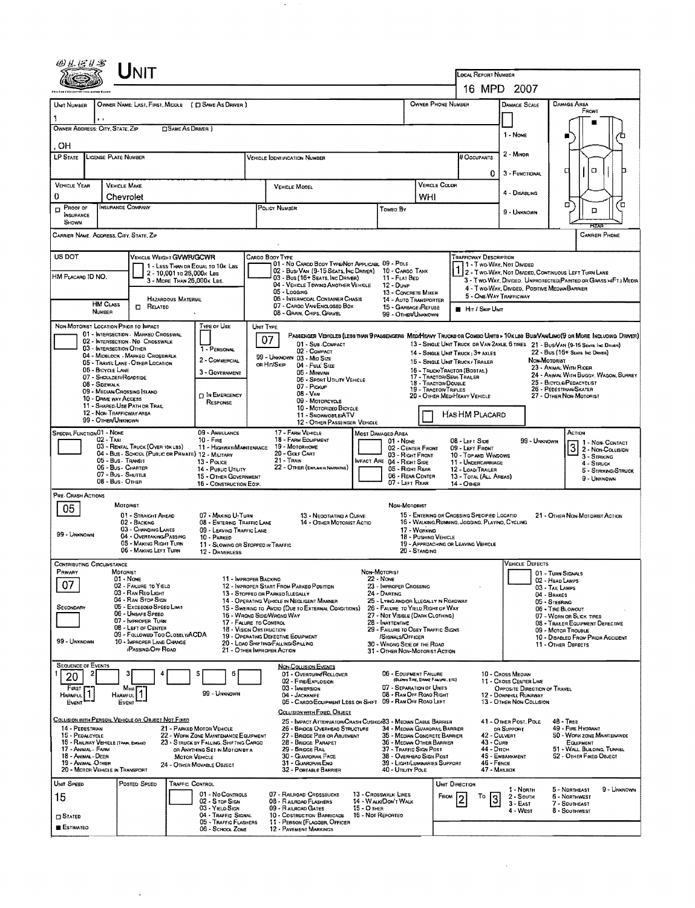# UNIT

**Local Report Number:** 16 MPD 2007

| Unit Number | Owner Name: Last, First, Middle (☐ Same As Driver) | Owner Phone Number | Damage Scale | Damage Area |
|---|---|---|---|---|
| 1 | , , | | | Front |

**Owner Address: City, State, Zip** ☐ Same As Driver
, OH

| LP State | License Plate Number | Vehicle Identification Number | # Occupants |
|---|---|---|---|
| | | | 0 |

| Vehicle Year | Vehicle Make | Vehicle Model | Vehicle Color |
|---|---|---|---|
| 0 | Chevrolet | | WHI |

| ☐ Proof of Insurance Shown | Insurance Company | Policy Number | Towed By |
|---|---|---|---|
| | | | |

Damage Scale: 1 - None; 2 - Minor; 3 - Functional; 4 - Disabling; 9 - Unknown

Carrier Name, Address, City, State, Zip — Carrier Phone

US DOT

Vehicle Weight GVWR/GCWR: 1 - Less Than or Equal to 10k Lbs; 2 - 10,001 to 26,000k Lbs; 3 - More Than 26,000k Lbs.

HM Placard ID No.

HM Class Number — ☐ Related — Hazardous Material

Cargo Body Type: 01 - No Cargo Body Type/Not Applicabl; 02 - Bus/Van (9-15 Seats, Inc Driver); 03 - Bus (16+ Seats, Inc Driver); 04 - Vehicle Towing Another Vehicle; 05 - Logging; 06 - Intermodal Container Chasis; 07 - Cargo Van/Enclosed Box; 08 - Grain, Chips, Gravel; 09 - Pole; 10 - Cargo Tank; 11 - Flat Bed; 12 - Dump; 13 - Concrete Mixer; 14 - Auto Transporter; 15 - Garbage/Refuse; 99 - Other/Unknown

Trafficway Description: **1**
1 - Two-Way, Not Divided; 2 - Two-Way, Not Divided, Continuous Left Turn Lane; 3 - Two-Way, Divided, Unprotected (Painted or Grass >4Ft.) Media; 4 - Two-Way, Divided, Positive Median Barrier; 5 - One-Way Trafficway

■ Hit / Skip Unit

Non-Motorist Location Prior to Impact: 01 - Intersection - Marked Crosswal; 02 - Intersection - No Crosswalk; 03 - Intersection Other; 04 - Midblock - Marked Crosswalk; 05 - Travel Lane - Other Location; 06 - Bicycle Lane; 07 - Shoulder/Roadside; 08 - Sidewalk; 09 - Median/Crossing Island; 10 - Drive way Access; 11 - Shared-Use Path or Trail; 12 - Non-Trafficway Area; 99 - Other/Unknown

Type of Use: 1 - Personal; 2 - Commercial; 3 - Government; ☐ In Emergency Response

Unit Type: **07**

Passenger Vehicles (less than 9 passengers): 01 - Sub-Compact; 02 - Compact; 99 - Unknown 03 - Mid Size; or Hit/Skip 04 - Full Size; 05 - Minivan; 06 - Sport Utility Vehicle; 07 - Pickup; 08 - Van; 09 - Motorcycle; 10 - Motorized Bicycle; 11 - Snowmobile/ATV; 12 - Other Passenger Vehicle

Med/Heavy Trucks or Combo Units > 10k lbs Bus/Van/Limo (9 or More Including Driver): 13 - Single Unit Truck or Van 2axle, 6 Tires; 14 - Single Unit Truck: 3+ Axles; 15 - Single Unit Truck / Trailer; 16 - Truck/Tractor (Bobtail); 17 - Tractor/Semi-Trailer; 18 - Tractor/Double; 19 - Tractor/Triples; 20 - Other Med/Heavy Vehicle; 21 - Bus/Van (9-15 Seats, Inc Driver); 22 - Bus (16+ Seats, Inc Driver)

Non-Motorist: 23 - Animal With Rider; 24 - Animal With Buggy, Wagon, Surrey; 25 - Bicycle/Pedacyclist; 26 - Pedestrian/Skater; 27 - Other Non-Motorist

☐ Has HM Placard

Special Function: 01 - None; 02 - Taxi; 03 - Rental Truck (Over 10k lbs); 04 - Bus - School (Public or Private); 05 - Bus - Transit; 06 - Bus - Charter; 07 - Bus - Shuttle; 08 - Bus - Other; 09 - Ambulance; 10 - Fire; 11 - Highway/Maintenance; 12 - Military; 13 - Police; 14 - Public Utility; 15 - Other Government; 16 - Construction Eqip.; 17 - Farm Vehicle; 18 - Farm Equipment; 19 - Motorhome; 20 - Golf Cart; 21 - Train; 22 - Other (Explain in Narrative)

Most Damaged Area: 01 - None; 02 - Center Front; 03 - Right Front; Impact Are 04 - Right Side; 05 - Right Rear; 06 - Rear Center; 07 - Left Rear; 08 - Left Side; 09 - Left Front; 10 - Top and Windows; 11 - Undercarriage; 12 - Load/Trailer; 13 - Total (All Areas); 14 - Other; 99 - Unknown

Action: **3**
1 - Non-Contact; 2 - Non-Collision; 3 - Striking; 4 - Struck; 5 - Striking/Struck; 9 - Unknown

## Pre-Crash Actions

**05**

Motorist: 01 - Straight Ahead; 02 - Backing; 03 - Changing Lanes; 04 - Overtaking/Passing; 05 - Making Right Turn; 06 - Making Left Turn; 07 - Making U-Turn; 08 - Entering Traffic Lane; 09 - Leaving Traffic Lane; 10 - Parked; 11 - Slowing or Stopped in Traffic; 12 - Driverless; 13 - Negotiating a Curve; 14 - Other Motorist Actio; 99 - Unknown

Non-Motorist: 15 - Entering or Crossing Specified Locatio; 16 - Walking, Running, Jogging, Playing, Cycling; 17 - Working; 18 - Pushing Vehicle; 19 - Approaching or Leaving Vehicle; 20 - Standing; 21 - Other Non-Motorist Action

## Contributing Circumstance

Primary: **07**
Secondary:

Motorist: 01 - None; 02 - Failure to Yield; 03 - Ran Red Light; 04 - Ran Stop Sign; 05 - Exceeded Speed Limit; 06 - Unsafe Speed; 07 - Improper Turn; 08 - Left of Center; 09 - Followed Too Closely/ACDA; 10 - Improper Lane Change /Passing/Off Road; 11 - Improper Backing; 12 - Improper Start From Parked Position; 13 - Stopped or Parked Illegally; 14 - Operating Vehicle in Negligent Manner; 15 - Swering to Avoid (Due to External Conditions); 16 - Wrong Side/Wrong Way; 17 - Failure to Control; 18 - Vision Obstruction; 19 - Operating Defective Equipment; 20 - Load Shifting/Falling/Spilling; 21 - Other Improper Action; 99 - Unknown

Non-Motorist: 22 - None; 23 - Improper Crossing; 24 - Darting; 25 - Lying and/or Illegally in Roadway; 26 - Failure to Yield Right of Way; 27 - Not Visible (Dark Clothing); 28 - Inattentive; 29 - Failure to Obey Traffic Signs /Signals/Officer; 30 - Wrong Side of the Road; 31 - Other Non-Motorist Action

Vehicle Defects: 01 - Turn Signals; 02 - Head Lamps; 03 - Tail Lamps; 04 - Brakes; 05 - Steering; 06 - Tire Blowout; 07 - Worn or Slick Tires; 08 - Trailer Equipment Defective; 09 - Motor Trouble; 10 - Disabled From Prior Accident; 11 - Other Defects

## Sequence of Events

| 1 | 2 | 3 | 4 | 5 | 6 |
|---|---|---|---|---|---|
| 20 | | | | | |

First Harmful Event: 1 — Most Harmful Event: 1 — 99 - Unknown

Non-Collision Events: 01 - Overturn/Rollover; 02 - Fire/Explosion; 03 - Immersion; 04 - Jackknife; 05 - Cargo/Equipment Loss or Shift; 06 - Equipment Failure (Blown Tire, Brake Failure, etc); 07 - Separation of Units; 08 - Ran Off Road Right; 09 - Ran Off Road Left; 10 - Cross Median; 11 - Cross Center Line Opposite Direction of Travel; 12 - Downhill Runaway; 13 - Other Non Collision

Collision with Person, Vehicle or Object Not Fixed: 14 - Pedestrian; 15 - Pedalcycle; 16 - Railway Vehicle (Train, Engine); 17 - Animal - Farm; 18 - Animal - Deer; 19 - Animal - Other; 20 - Motor Vehicle in Transport; 21 - Parked Motor Vehicle; 22 - Work Zone Maintenance Equipment; 23 - Struck by Falling, Shifting Cargo or Anything Set in Motion by a Motor Vehicle; 24 - Other Movable Object

Collision with Fixed, Object: 25 - Impact Attenuator/Crash Cushion; 26 - Bridge Overhead Structure; 27 - Bridge Pier or Abutment; 28 - Bridge Parapet; 29 - Bridge Rail; 30 - Guardrail Face; 31 - Guardrail End; 32 - Portable Barrier; 33 - Median Cable Barrier; 34 - Median Guardrail Barrier; 35 - Median Concrete Barrier; 36 - Median Other Barrier; 37 - Traffic Sign Post; 38 - Overhead Sign Post; 39 - Light/Luminaries Support; 40 - Utility Pole; 41 - Other Post, Pole or Support; 42 - Culvert; 43 - Curb; 44 - Ditch; 45 - Embankment; 46 - Fence; 47 - Mailbox; 48 - Tree; 49 - Fire Hydrant; 50 - Work Zone Maintenance Equipment; 51 - Wall, Building, Tunnel; 52 - Other Fixed Object

| Unit Speed | Posted Speed | Traffic Control | Unit Direction |
|---|---|---|---|
| 15 | | | From 2 To 3 |

☐ Stated
■ Estimated

Traffic Control: 01 - No Controls; 02 - Stop Sign; 03 - Yield Sign; 04 - Traffic Signal; 05 - Traffic Flashers; 06 - School Zone; 07 - Railroad Crossbucks; 08 - Railroad Flashers; 09 - Railroad Gates; 10 - Costruction Barricade; 11 - Person (Flagger, Officer); 12 - Pavement Markings; 13 - Crosswalk Lines; 14 - Walk/Don't Walk; 15 - Other; 16 - Not Reported

Unit Direction: 1 - North; 2 - South; 3 - East; 4 - West; 5 - Northeast; 6 - Northwest; 7 - Southeast; 8 - Southwest; 9 - Unknown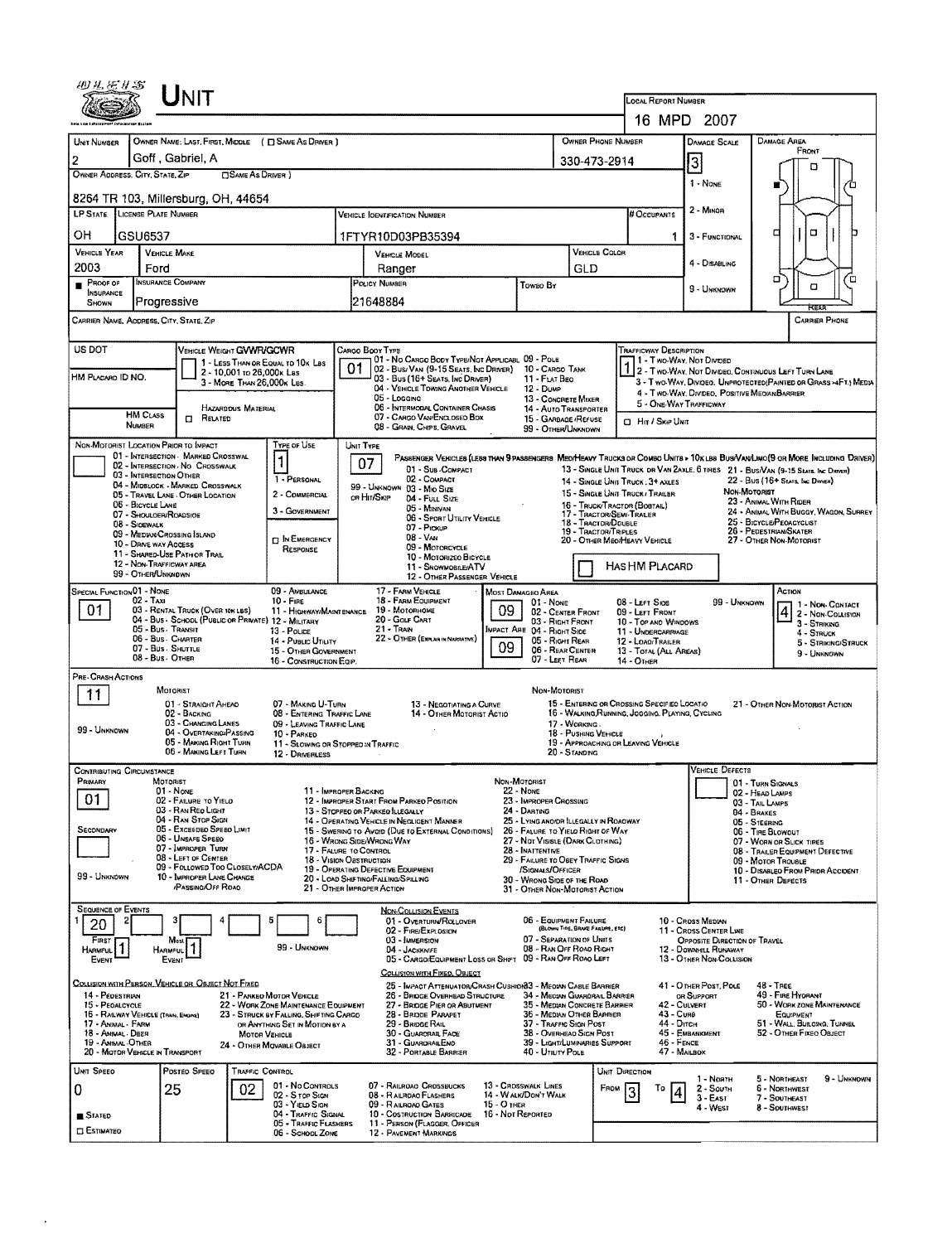# UNIT

**LOCAL REPORT NUMBER:** 16 MPD 2007

| UNIT NUMBER | OWNER NAME: LAST, FIRST, MIDDLE ( ☐ SAME AS DRIVER ) | OWNER PHONE NUMBER | DAMAGE SCALE | DAMAGE AREA |
|---|---|---|---|---|
| 2 | Goff , Gabriel, A | 330-473-2914 | 3 | FRONT |

**OWNER ADDRESS: CITY, STATE, ZIP** ☐ SAME AS DRIVER )
8264 TR 103, Millersburg, OH, 44654

Damage Scale: 1 - NONE; 2 - MINOR; 3 - FUNCTIONAL; 4 - DISABLING; 9 - UNKNOWN

| LP STATE | LICENSE PLATE NUMBER | VEHICLE IDENTIFICATION NUMBER | # OCCUPANTS |
|---|---|---|---|
| OH | GSU6537 | 1FTYR10D03PB35394 | 1 |

| VEHICLE YEAR | VEHICLE MAKE | VEHICLE MODEL | VEHICLE COLOR |
|---|---|---|---|
| 2003 | Ford | Ranger | GLD |

| PROOF OF INSURANCE SHOWN | INSURANCE COMPANY | POLICY NUMBER | TOWED BY |
|---|---|---|---|
| ■ | Progressive | 21648884 | |

CARRIER NAME, ADDRESS, CITY, STATE, ZIP — CARRIER PHONE

US DOT

HM PLACARD ID NO.

HM CLASS NUMBER ☐ RELATED — HAZARDOUS MATERIAL

**VEHICLE WEIGHT GVWR/GCWR:** 1
1 - LESS THAN OR EQUAL TO 10K LBS; 2 - 10,001 TO 26,000K LBS; 3 - MORE THAN 26,000K LBS.

**CARGO BODY TYPE:** 01
01 - NO CARGO BODY TYPE/NOT APPLICABL; 02 - BUS/VAN (9-15 SEATS, INC DRIVER); 03 - BUS (16+ SEATS, INC DRIVER); 04 - VEHICLE TOWING ANOTHER VEHICLE; 05 - LOGGING; 06 - INTERMODAL CONTAINER CHASIS; 07 - CARGO VAN/ENCLOSED BOX; 08 - GRAIN, CHIPS, GRAVEL; 09 - POLE; 10 - CARGO TANK; 11 - FLAT BED; 12 - DUMP; 13 - CONCRETE MIXER; 14 - AUTO TRANSPORTER; 15 - GARBAGE/REFUSE; 99 - OTHER/UNKNOWN

**TRAFFICWAY DESCRIPTION:** 1
1 - TWO-WAY, NOT DIVIDED; 2 - TWO-WAY, NOT DIVIDED, CONTINUOUS LEFT TURN LANE; 3 - TWO-WAY, DIVIDED, UNPROTECTED(PAINTED OR GRASS >4FT.) MEDIA; 4 - TWO-WAY, DIVIDED, POSITIVE MEDIAN BARRIER; 5 - ONE-WAY TRAFFICWAY
☐ HIT / SKIP UNIT

**NON-MOTORIST LOCATION PRIOR TO IMPACT:**
01 - INTERSECTION - MARKED CROSSWAL; 02 - INTERSECTION - NO CROSSWALK; 03 - INTERSECTION OTHER; 04 - MIDBLOCK - MARKED CROSSWALK; 05 - TRAVEL LANE - OTHER LOCATION; 06 - BICYCLE LANE; 07 - SHOULDER/ROADSIDE; 08 - SIDEWALK; 09 - MEDIAN/CROSSING ISLAND; 10 - DRIVE WAY ACCESS; 11 - SHARED-USE PATH OR TRAIL; 12 - NON-TRAFFICWAY AREA; 99 - OTHER/UNKNOWN

**TYPE OF USE:** 1
1 - PERSONAL; 2 - COMMERCIAL; 3 - GOVERNMENT; ☐ IN EMERGENCY RESPONSE

**UNIT TYPE:** 07
PASSENGER VEHICLES (LESS THAN 9 PASSENGERS MED/HEAVY TRUCKS OR COMBO UNITS > 10K LBS BUS/VAN/LIMO(9 OR MORE INCLUDING DRIVER)
01 - SUB-COMPACT; 02 - COMPACT; 99 - UNKNOWN 03 - MID SIZE; OR HIT/SKIP 04 - FULL SIZE; 05 - MINIVAN; 06 - SPORT UTILITY VEHICLE; 07 - PICKUP; 08 - VAN; 09 - MOTORCYCLE; 10 - MOTORIZED BICYCLE; 11 - SNOWMOBILE/ATV; 12 - OTHER PASSENGER VEHICLE
13 - SINGLE UNIT TRUCK OR VAN 2AXLE, 6 TIRES; 14 - SINGLE UNIT TRUCK, 3+ AXLES; 15 - SINGLE UNIT TRUCK / TRAILER; 16 - TRUCK/TRACTOR (BOBTAIL); 17 - TRACTOR/SEMI-TRAILER; 18 - TRACTOR/DOUBLE; 19 - TRACTOR/TRIPLES; 20 - OTHER MED/HEAVY VEHICLE
21 - BUS/VAN (9-15 SEATS, INC DRIVER); 22 - BUS (16+ SEATS, INC DRIVER)
NON-MOTORIST: 23 - ANIMAL WITH RIDER; 24 - ANIMAL WITH BUGGY, WAGON, SURREY; 25 - BICYCLE/PEDACYCLIST; 26 - PEDESTRIAN/SKATER; 27 - OTHER NON-MOTORIST
☐ HAS HM PLACARD

**SPECIAL FUNCTION:** 01
01 - NONE; 02 - TAXI; 03 - RENTAL TRUCK (OVER 10K LBS); 04 - BUS - SCHOOL (PUBLIC OR PRIVATE); 05 - BUS - TRANSIT; 06 - BUS - CHARTER; 07 - BUS - SHUTTLE; 08 - BUS - OTHER; 09 - AMBULANCE; 10 - FIRE; 11 - HIGHWAY/MAINTENANCE; 12 - MILITARY; 13 - POLICE; 14 - PUBLIC UTILITY; 15 - OTHER GOVERNMENT; 16 - CONSTRUCTION EQIP.; 17 - FARM VEHICLE; 18 - FARM EQUIPMENT; 19 - MOTORHOME; 20 - GOLF CART; 21 - TRAIN; 22 - OTHER (EXPLAIN IN NARRATIVE)

**MOST DAMAGED AREA:** 09
**IMPACT AREA:** 09
01 - NONE; 02 - CENTER FRONT; 03 - RIGHT FRONT; 04 - RIGHT SIDE; 05 - RIGHT REAR; 06 - REAR CENTER; 07 - LEFT REAR; 08 - LEFT SIDE; 09 - LEFT FRONT; 10 - TOP AND WINDOWS; 11 - UNDERCARRIAGE; 12 - LOAD/TRAILER; 13 - TOTAL (ALL AREAS); 14 - OTHER; 99 - UNKNOWN

**ACTION:** 4
1 - NON-CONTACT; 2 - NON-COLLISION; 3 - STRIKING; 4 - STRUCK; 5 - STRIKING/STRUCK; 9 - UNKNOWN

**PRE-CRASH ACTIONS:** 11
MOTORIST: 01 - STRAIGHT AHEAD; 02 - BACKING; 03 - CHANGING LANES; 04 - OVERTAKING/PASSING; 05 - MAKING RIGHT TURN; 06 - MAKING LEFT TURN; 07 - MAKING U-TURN; 08 - ENTERING TRAFFIC LANE; 09 - LEAVING TRAFFIC LANE; 10 - PARKED; 11 - SLOWING OR STOPPED IN TRAFFIC; 12 - DRIVERLESS; 13 - NEGOTIATING A CURVE; 14 - OTHER MOTORIST ACTIO
99 - UNKNOWN
NON-MOTORIST: 15 - ENTERING OR CROSSING SPECIFIED LOCATIO; 16 - WALKING,RUNNING, JOGGING, PLAYING, CYCLING; 17 - WORKING; 18 - PUSHING VEHICLE; 19 - APPROACHING OR LEAVING VEHICLE; 20 - STANDING; 21 - OTHER NON-MOTORIST ACTION

**CONTRIBUTING CIRCUMSTANCE**
PRIMARY: 01
SECONDARY:
99 - UNKNOWN
MOTORIST: 01 - NONE; 02 - FAILURE TO YIELD; 03 - RAN RED LIGHT; 04 - RAN STOP SIGN; 05 - EXCEEDED SPEED LIMIT; 06 - UNSAFE SPEED; 07 - IMPROPER TURN; 08 - LEFT OF CENTER; 09 - FOLLOWED TOO CLOSELY/ACDA; 10 - IMPROPER LANE CHANGE /PASSING/OFF ROAD; 11 - IMPROPER BACKING; 12 - IMPROPER START FROM PARKED POSITION; 13 - STOPPED OR PARKED ILLEGALLY; 14 - OPERATING VEHICLE IN NEGLIGENT MANNER; 15 - SWERING TO AVOID (DUE TO EXTERNAL CONDITIONS); 16 - WRONG SIDE/WRONG WAY; 17 - FAILURE TO CONTROL; 18 - VISION OBSTRUCTION; 19 - OPERATING DEFECTIVE EQUIPMENT; 20 - LOAD SHIFTING/FALLING/SPILLING; 21 - OTHER IMPROPER ACTION
NON-MOTORIST: 22 - NONE; 23 - IMPROPER CROSSING; 24 - DARTING; 25 - LYING AND/OR ILLEGALLY IN ROADWAY; 26 - FAILURE TO YIELD RIGHT OF WAY; 27 - NOT VISIBLE (DARK CLOTHING); 28 - INATTENTIVE; 29 - FAILURE TO OBEY TRAFFIC SIGNS /SIGNALS/OFFICER; 30 - WRONG SIDE OF THE ROAD; 31 - OTHER NON-MOTORIST ACTION

**VEHICLE DEFECTS:**
01 - TURN SIGNALS; 02 - HEAD LAMPS; 03 - TAIL LAMPS; 04 - BRAKES; 05 - STEERING; 06 - TIRE BLOWOUT; 07 - WORN OR SLICK TIRES; 08 - TRAILER EQUIPMENT DEFECTIVE; 09 - MOTOR TROUBLE; 10 - DISABLED FROM PRIOR ACCIDENT; 11 - OTHER DEFECTS

**SEQUENCE OF EVENTS:** 1: 20; 2: ; 3: ; 4: ; 5: ; 6:
FIRST HARMFUL EVENT: 1
MOST HARMFUL EVENT: 1
99 - UNKNOWN

NON-COLLISION EVENTS: 01 - OVERTURN/ROLLOVER; 02 - FIRE/EXPLOSION; 03 - IMMERSION; 04 - JACKKNIFE; 05 - CARGO/EQUIPMENT LOSS OR SHIFT; 06 - EQUIPMENT FAILURE (BLOWN TIRE, BRAKE FAILURE, ETC); 07 - SEPARATION OF UNITS; 08 - RAN OFF ROAD RIGHT; 09 - RAN OFF ROAD LEFT; 10 - CROSS MEDIAN; 11 - CROSS CENTER LINE OPPOSITE DIRECTION OF TRAVEL; 12 - DOWNHILL RUNAWAY; 13 - OTHER NON-COLLISION

COLLISION WITH PERSON, VEHICLE OR OBJECT NOT FIXED: 14 - PEDESTRIAN; 15 - PEDALCYCLE; 16 - RAILWAY VEHICLE (TRAIN, ENGINE); 17 - ANIMAL - FARM; 18 - ANIMAL - DEER; 19 - ANIMAL - OTHER; 20 - MOTOR VEHICLE IN TRANSPORT; 21 - PARKED MOTOR VEHICLE; 22 - WORK ZONE MAINTENANCE EQUIPMENT; 23 - STRUCK BY FALLING, SHIFTING CARGO OR ANYTHING SET IN MOTION BY A MOTOR VEHICLE; 24 - OTHER MOVABLE OBJECT

COLLISION WITH FIXED, OBJECT: 25 - IMPACT ATTENUATOR/CRASH CUSHION; 26 - BRIDGE OVERHEAD STRUCTURE; 27 - BRIDGE PIER OR ABUTMENT; 28 - BRIDGE PARAPET; 29 - BRIDGE RAIL; 30 - GUARDRAIL FACE; 31 - GUARDRAIL END; 32 - PORTABLE BARRIER; 33 - MEDIAN CABLE BARRIER; 34 - MEDIAN GUARDRAIL BARRIER; 35 - MEDIAN CONCRETE BARRIER; 36 - MEDIAN OTHER BARRIER; 37 - TRAFFIC SIGN POST; 38 - OVERHEAD SIGN POST; 39 - LIGHT/LUMINARIES SUPPORT; 40 - UTILITY POLE; 41 - OTHER POST, POLE OR SUPPORT; 42 - CULVERT; 43 - CURB; 44 - DITCH; 45 - EMBANKMENT; 46 - FENCE; 47 - MAILBOX; 48 - TREE; 49 - FIRE HYDRANT; 50 - WORK ZONE MAINTENANCE EQUIPMENT; 51 - WALL, BUILDING, TUNNEL; 52 - OTHER FIXED OBJECT

| UNIT SPEED | POSTED SPEED | TRAFFIC CONTROL | UNIT DIRECTION |
|---|---|---|---|
| 0 | 25 | 02 | FROM 3 TO 4 |

■ STATED ☐ ESTIMATED

TRAFFIC CONTROL: 01 - NO CONTROLS; 02 - STOP SIGN; 03 - YIELD SIGN; 04 - TRAFFIC SIGNAL; 05 - TRAFFIC FLASHERS; 06 - SCHOOL ZONE; 07 - RAILROAD CROSSBUCKS; 08 - RAILROAD FLASHERS; 09 - RAILROAD GATES; 10 - COSTRUCTION BARRICADE; 11 - PERSON (FLAGGER, OFFICER); 12 - PAVEMENT MARKINGS; 13 - CROSSWALK LINES; 14 - WALK/DON'T WALK; 15 - OTHER; 16 - NOT REPORTED

UNIT DIRECTION: 1 - NORTH; 2 - SOUTH; 3 - EAST; 4 - WEST; 5 - NORTHEAST; 6 - NORTHWEST; 7 - SOUTHEAST; 8 - SOUTHWEST; 9 - UNKNOWN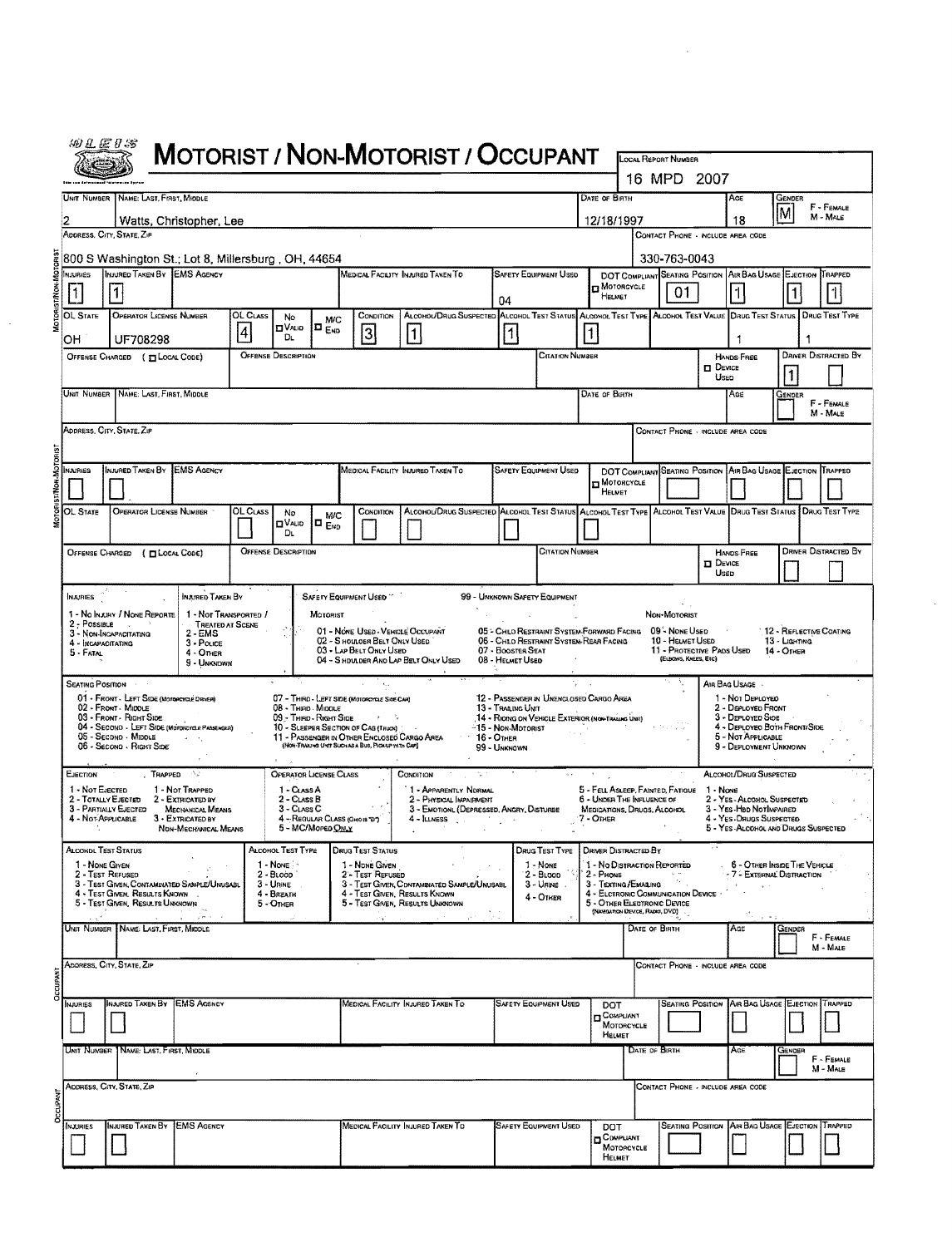# MOTORIST / NON-MOTORIST / OCCUPANT

OLEIS

LOCAL REPORT NUMBER: 16 MPD 2007

## MOTORIST/NON-MOTORIST

| UNIT NUMBER | NAME: LAST, FIRST, MIDDLE | DATE OF BIRTH | AGE | GENDER |
|---|---|---|---|---|
| 2 | Watts, Christopher, Lee | 12/18/1997 | 18 | M |

| ADDRESS, CITY, STATE, ZIP | CONTACT PHONE - INCLUDE AREA CODE |
|---|---|
| 800 S Washington St.; Lot 8, Millersburg , OH, 44654 | 330-763-0043 |

| INJURIES | INJURED TAKEN BY | EMS AGENCY | MEDICAL FACILITY INJURED TAKEN TO | SAFETY EQUIPMENT USED | DOT COMPLIANT MOTORCYCLE HELMET | SEATING POSITION | AIR BAG USAGE | EJECTION | TRAPPED |
|---|---|---|---|---|---|---|---|---|---|
| 1 | 1 | | | 04 | | 01 | 1 | 1 | 1 |

| OL STATE | OPERATOR LICENSE NUMBER | OL CLASS | NO VALID DL | M/C END | CONDITION | ALCOHOL/DRUG SUSPECTED | ALCOHOL TEST STATUS | ALCOHOL TEST TYPE | ALCOHOL TEST VALUE | DRUG TEST STATUS | DRUG TEST TYPE |
|---|---|---|---|---|---|---|---|---|---|---|---|
| OH | UF708298 | 4 | | | 3 | 1 | 1 | 1 | | 1 | 1 |

| OFFENSE CHARGED ( LOCAL CODE) | OFFENSE DESCRIPTION | CITATION NUMBER | HANDS-FREE DEVICE USED | DRIVER DISTRACTED BY |
|---|---|---|---|---|
| | | | | 1 |

| UNIT NUMBER | NAME: LAST, FIRST, MIDDLE | DATE OF BIRTH | AGE | GENDER |
|---|---|---|---|---|
| | | | | |

ADDRESS, CITY, STATE, ZIP — CONTACT PHONE - INCLUDE AREA CODE

| INJURIES | INJURED TAKEN BY | EMS AGENCY | MEDICAL FACILITY INJURED TAKEN TO | SAFETY EQUIPMENT USED | DOT COMPLIANT MOTORCYCLE HELMET | SEATING POSITION | AIR BAG USAGE | EJECTION | TRAPPED |
|---|---|---|---|---|---|---|---|---|---|
| | | | | | | | | | |

| OL STATE | OPERATOR LICENSE NUMBER | OL CLASS | NO VALID DL | M/C END | CONDITION | ALCOHOL/DRUG SUSPECTED | ALCOHOL TEST STATUS | ALCOHOL TEST TYPE | ALCOHOL TEST VALUE | DRUG TEST STATUS | DRUG TEST TYPE |
|---|---|---|---|---|---|---|---|---|---|---|---|
| | | | | | | | | | | | |

OFFENSE CHARGED ( LOCAL CODE) — OFFENSE DESCRIPTION — CITATION NUMBER — HANDS-FREE DEVICE USED — DRIVER DISTRACTED BY

## Codes

**INJURIES:** 1 - NO INJURY / NONE REPORTED; 2 - POSSIBLE; 3 - NON-INCAPACITATING; 4 - INCAPACITATING; 5 - FATAL

**INJURED TAKEN BY:** 1 - NOT TRANSPORTED / TREATED AT SCENE; 2 - EMS; 3 - POLICE; 4 - OTHER; 9 - UNKNOWN

**SAFETY EQUIPMENT USED** — MOTORIST: 01 - NONE USED - VEHICLE OCCUPANT; 02 - SHOULDER BELT ONLY USED; 03 - LAP BELT ONLY USED; 04 - SHOULDER AND LAP BELT ONLY USED; 05 - CHILD RESTRAINT SYSTEM-FORWARD FACING; 06 - CHILD RESTRAINT SYSTEM-REAR FACING; 07 - BOOSTER SEAT; 08 - HELMET USED; 99 - UNKNOWN SAFETY EQUIPMENT. NON-MOTORIST: 09 - NONE USED; 10 - HELMET USED; 11 - PROTECTIVE PADS USED (ELBOWS, KNEES, ETC); 12 - REFLECTIVE COATING; 13 - LIGHTING; 14 - OTHER

**SEATING POSITION:** 01 - FRONT - LEFT SIDE (MOTORCYCLE DRIVER); 02 - FRONT - MIDDLE; 03 - FRONT - RIGHT SIDE; 04 - SECOND - LEFT SIDE (MOTORCYCLE PASSENGER); 05 - SECOND - MIDDLE; 06 - SECOND - RIGHT SIDE; 07 - THIRD - LEFT SIDE (MOTORCYCLE SIDE CAR); 08 - THIRD - MIDDLE; 09 - THIRD - RIGHT SIDE; 10 - SLEEPER SECTION OF CAB (TRUCK); 11 - PASSENGER IN OTHER ENCLOSED CARGO AREA (NON-TRAILING UNIT SUCH AS A BUS, PICKUP WITH CAP); 12 - PASSENGER IN UNENCLOSED CARGO AREA; 13 - TRAILING UNIT; 14 - RIDING ON VEHICLE EXTERIOR (NON-TRAILING UNIT); 15 - NON-MOTORIST; 16 - OTHER; 99 - UNKNOWN

**AIR BAG USAGE:** 1 - NOT DEPLOYED; 2 - DEPLOYED FRONT; 3 - DEPLOYED SIDE; 4 - DEPLOYED BOTH FRONT/SIDE; 5 - NOT APPLICABLE; 9 - DEPLOYMENT UNKNOWN

**EJECTION:** 1 - NOT EJECTED; 2 - TOTALLY EJECTED; 3 - PARTIALLY EJECTED; 4 - NOT APPLICABLE

**TRAPPED:** 1 - NOT TRAPPED; 2 - EXTRICATED BY MECHANICAL MEANS; 3 - EXTRICATED BY NON-MECHANICAL MEANS

**OPERATOR LICENSE CLASS:** 1 - CLASS A; 2 - CLASS B; 3 - CLASS C; 4 - REGULAR CLASS (OHIO IS "D"); 5 - MC/MOPED ONLY

**CONDITION:** 1 - APPARENTLY NORMAL; 2 - PHYSICAL IMPAIRMENT; 3 - EMOTIONL (DEPRESSED, ANGRY, DISTURBE; 4 - ILLNESS; 5 - FELL ASLEEP, FAINTED, FATIGUE; 6 - UNDER THE INFLUENCE OF MEDICATIONS, DRUGS, ALCOHOL; 7 - OTHER

**ALCOHOL/DRUG SUSPECTED:** 1 - NONE; 2 - YES - ALCOHOL SUSPECTED; 3 - YES - HBD NOT IMPAIRED; 4 - YES - DRUGS SUSPECTED; 5 - YES - ALCOHOL AND DRUGS SUSPECTED

**ALCOHOL TEST STATUS:** 1 - NONE GIVEN; 2 - TEST REFUSED; 3 - TEST GIVEN, CONTAMINATED SAMPLE/UNUSABL; 4 - TEST GIVEN, RESULTS KNOWN; 5 - TEST GIVEN, RESULTS UNKNOWN

**ALCOHOL TEST TYPE:** 1 - NONE; 2 - BLOOD; 3 - URINE; 4 - BREATH; 5 - OTHER

**DRUG TEST STATUS:** 1 - NONE GIVEN; 2 - TEST REFUSED; 3 - TEST GIVEN, CONTAMINATED SAMPLE/UNUSABL; 4 - TEST GIVEN, RESULTS KNOWN; 5 - TEST GIVEN, RESULTS UNKNOWN

**DRUG TEST TYPE:** 1 - NONE; 2 - BLOOD; 3 - URINE; 4 - OTHER

**DRIVER DISTRACTED BY:** 1 - NO DISTRACTION REPORTED; 2 - PHONE; 3 - TEXTING/EMAILING; 4 - ELCTRONIC COMMUNICATION DEVICE; 5 - OTHER ELECTRONIC DEVICE (NAVIGATION DEVICE, RADIO, DVD); 6 - OTHER INSIDE THE VEHICLE; 7 - EXTERNAL DISTRACTION

## OCCUPANT

| UNIT NUMBER | NAME: LAST, FIRST, MIDDLE | DATE OF BIRTH | AGE | GENDER |
|---|---|---|---|---|
| | | | | |

ADDRESS, CITY, STATE, ZIP — CONTACT PHONE - INCLUDE AREA CODE

| INJURIES | INJURED TAKEN BY | EMS AGENCY | MEDICAL FACILITY INJURED TAKEN TO | SAFETY EQUIPMENT USED | DOT COMPLIANT MOTORCYCLE HELMET | SEATING POSITION | AIR BAG USAGE | EJECTION | TRAPPED |
|---|---|---|---|---|---|---|---|---|---|
| | | | | | | | | | |

| UNIT NUMBER | NAME: LAST, FIRST, MIDDLE | DATE OF BIRTH | AGE | GENDER |
|---|---|---|---|---|
| | | | | |

ADDRESS, CITY, STATE, ZIP — CONTACT PHONE - INCLUDE AREA CODE

| INJURIES | INJURED TAKEN BY | EMS AGENCY | MEDICAL FACILITY INJURED TAKEN TO | SAFETY EQUIPMENT USED | DOT COMPLIANT MOTORCYCLE HELMET | SEATING POSITION | AIR BAG USAGE | EJECTION | TRAPPED |
|---|---|---|---|---|---|---|---|---|---|
| | | | | | | | | | |